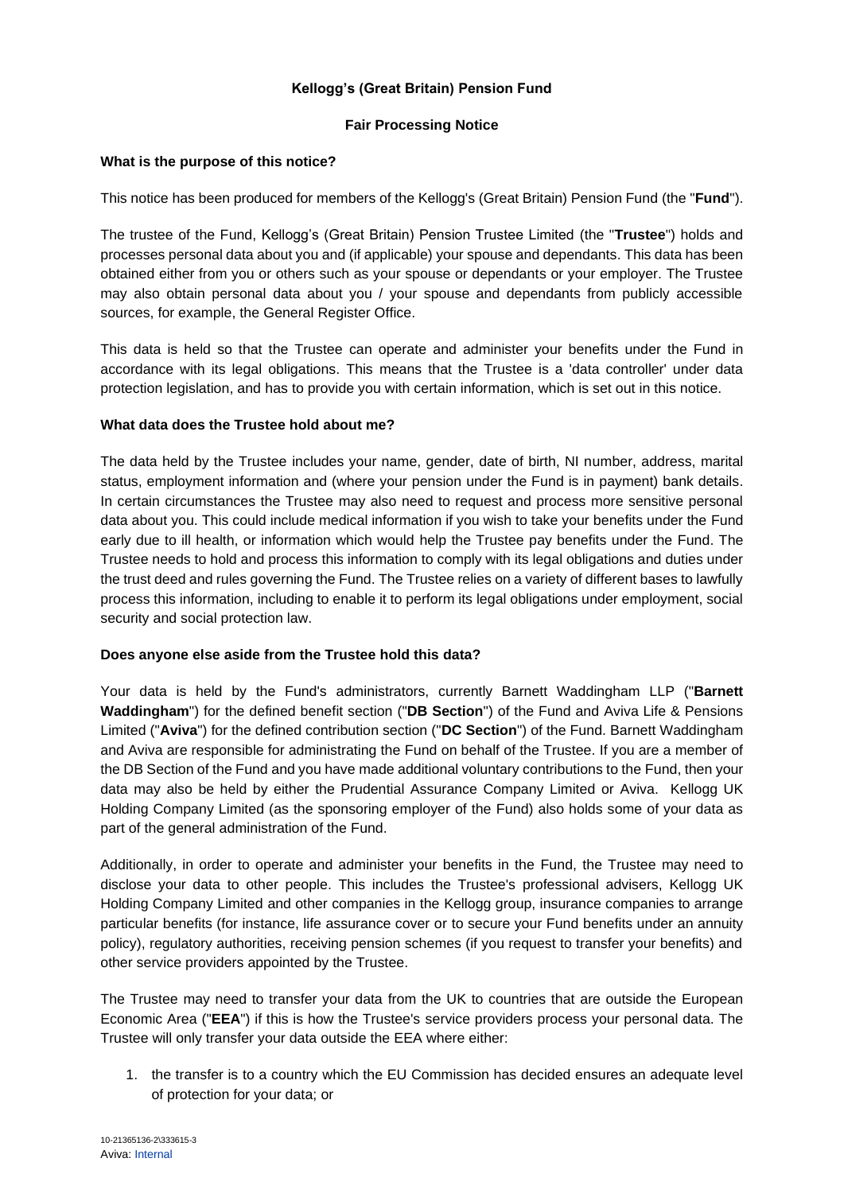**Kellogg's (Great Britain) Pension Fund**

**Fair Processing Notice**

**What is the purpose of this notice?**

This notice has been produced for members of the Kellogg's (Great Britain) Pension Fund (the "**Fund**").

The trustee of the Fund, Kellogg's (Great Britain) Pension Trustee Limited (the "**Trustee**") holds and processes personal data about you and (if applicable) your spouse and dependants. This data has been obtained either from you or others such as your spouse or dependants or your employer. The Trustee may also obtain personal data about you / your spouse and dependants from publicly accessible sources, for example, the General Register Office.

This data is held so that the Trustee can operate and administer your benefits under the Fund in accordance with its legal obligations. This means that the Trustee is a 'data controller' under data protection legislation, and has to provide you with certain information, which is set out in this notice.

**What data does the Trustee hold about me?**

The data held by the Trustee includes your name, gender, date of birth, NI number, address, marital status, employment information and (where your pension under the Fund is in payment) bank details. In certain circumstances the Trustee may also need to request and process more sensitive personal data about you. This could include medical information if you wish to take your benefits under the Fund early due to ill health, or information which would help the Trustee pay benefits under the Fund. The Trustee needs to hold and process this information to comply with its legal obligations and duties under the trust deed and rules governing the Fund. The Trustee relies on a variety of different bases to lawfully process this information, including to enable it to perform its legal obligations under employment, social security and social protection law.

**Does anyone else aside from the Trustee hold this data?**

Your data is held by the Fund's administrators, currently Barnett Waddingham LLP ("**Barnett Waddingham**") for the defined benefit section ("**DB Section**") of the Fund and Aviva Life & Pensions Limited ("**Aviva**") for the defined contribution section ("**DC Section**") of the Fund. Barnett Waddingham and Aviva are responsible for administrating the Fund on behalf of the Trustee. If you are a member of the DB Section of the Fund and you have made additional voluntary contributions to the Fund, then your data may also be held by either the Prudential Assurance Company Limited or Aviva. Kellogg UK Holding Company Limited (as the sponsoring employer of the Fund) also holds some of your data as part of the general administration of the Fund.

Additionally, in order to operate and administer your benefits in the Fund, the Trustee may need to disclose your data to other people. This includes the Trustee's professional advisers, Kellogg UK Holding Company Limited and other companies in the Kellogg group, insurance companies to arrange particular benefits (for instance, life assurance cover or to secure your Fund benefits under an annuity policy), regulatory authorities, receiving pension schemes (if you request to transfer your benefits) and other service providers appointed by the Trustee.

The Trustee may need to transfer your data from the UK to countries that are outside the European Economic Area ("**EEA**") if this is how the Trustee's service providers process your personal data. The Trustee will only transfer your data outside the EEA where either:

1. the transfer is to a country which the EU Commission has decided ensures an adequate level of protection for your data; or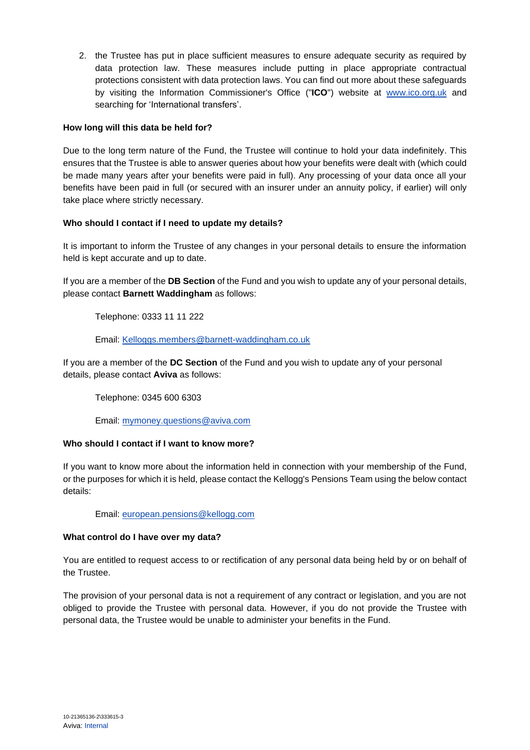2. the Trustee has put in place sufficient measures to ensure adequate security as required by data protection law. These measures include putting in place appropriate contractual protections consistent with data protection laws. You can find out more about these safeguards by visiting the Information Commissioner's Office ("**ICO**") website at www.ico.org.uk and searching for 'International transfers'.

**How long will this data be held for?**

Due to the long term nature of the Fund, the Trustee will continue to hold your data indefinitely. This ensures that the Trustee is able to answer queries about how your benefits were dealt with (which could be made many years after your benefits were paid in full). Any processing of your data once all your benefits have been paid in full (or secured with an insurer under an annuity policy, if earlier) will only take place where strictly necessary.

**Who should I contact if I need to update my details?**

It is important to inform the Trustee of any changes in your personal details to ensure the information held is kept accurate and up to date.

If you are a member of the **DB Section** of the Fund and you wish to update any of your personal details, please contact **Barnett Waddingham** as follows:

Telephone: 0333 11 11 222

Email: Kelloggs.members@barnett-waddingham.co.uk

If you are a member of the **DC Section** of the Fund and you wish to update any of your personal details, please contact **Aviva** as follows:

Telephone: 0345 600 6303

Email: mymoney.questions@aviva.com

**Who should I contact if I want to know more?**

If you want to know more about the information held in connection with your membership of the Fund, or the purposes for which it is held, please contact the Kellogg's Pensions Team using the below contact details:

Email: european.pensions@kellogg.com

**What control do I have over my data?**

You are entitled to request access to or rectification of any personal data being held by or on behalf of the Trustee.

The provision of your personal data is not a requirement of any contract or legislation, and you are not obliged to provide the Trustee with personal data. However, if you do not provide the Trustee with personal data, the Trustee would be unable to administer your benefits in the Fund.

10-21365136-2\333615-3
Aviva: Internal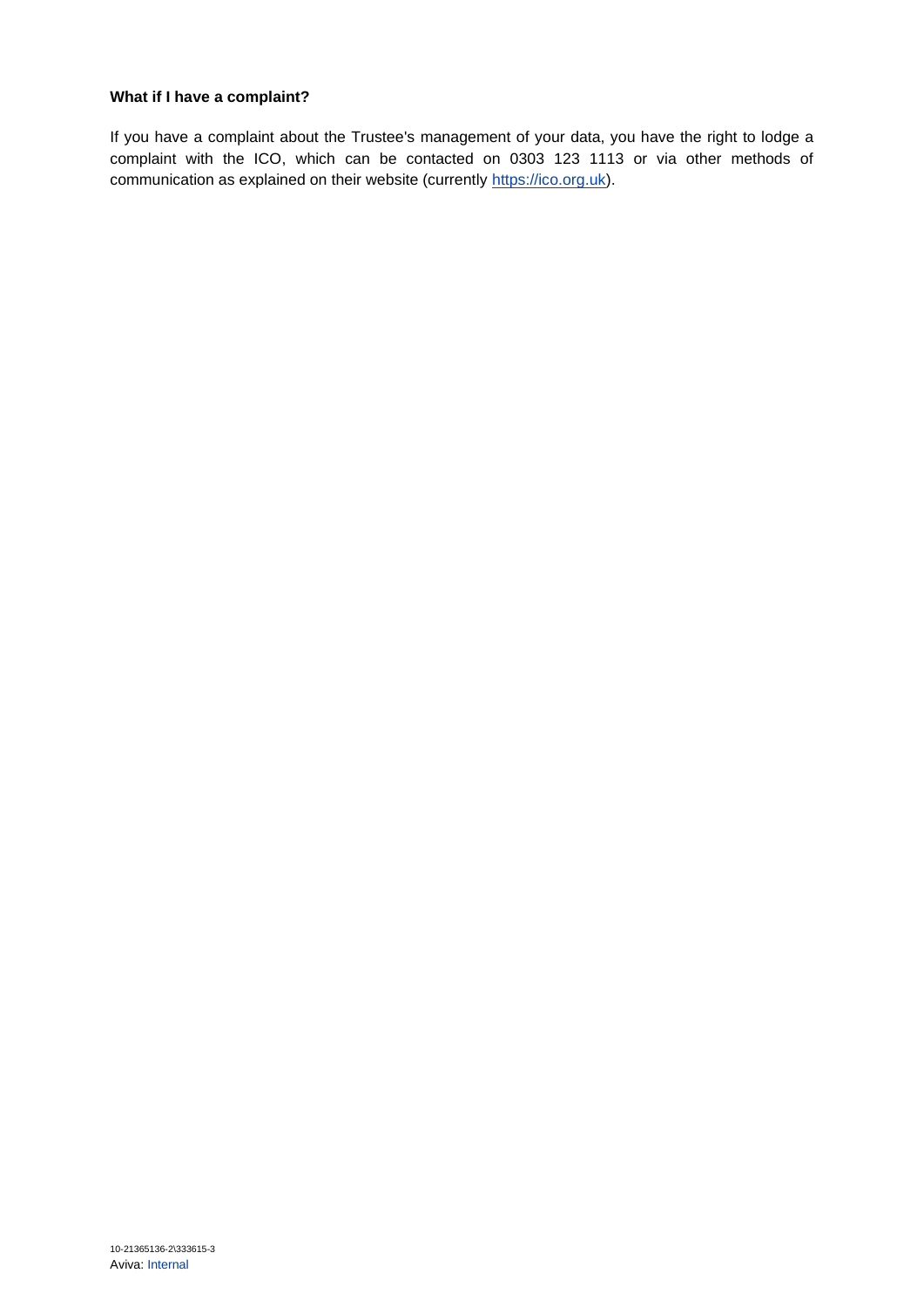**What if I have a complaint?**

If you have a complaint about the Trustee's management of your data, you have the right to lodge a complaint with the ICO, which can be contacted on 0303 123 1113 or via other methods of communication as explained on their website (currently [https://ico.org.uk](https://ico.org.uk)).